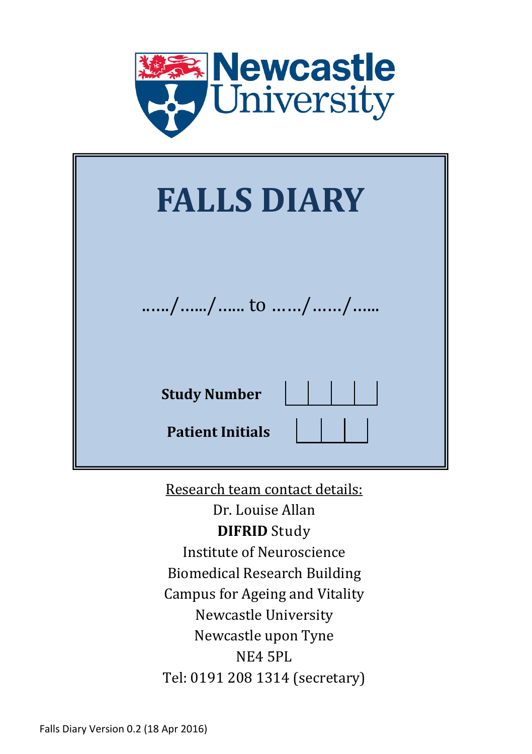Newcastle University

# FALLS DIARY

……/……/…… to ……/……/……

**Study Number** | | | | |

**Patient Initials** | | | |

Research team contact details:

Dr. Louise Allan

**DIFRID** Study

Institute of Neuroscience

Biomedical Research Building

Campus for Ageing and Vitality

Newcastle University

Newcastle upon Tyne

NE4 5PL

Tel: 0191 208 1314 (secretary)

Falls Diary Version 0.2 (18 Apr 2016)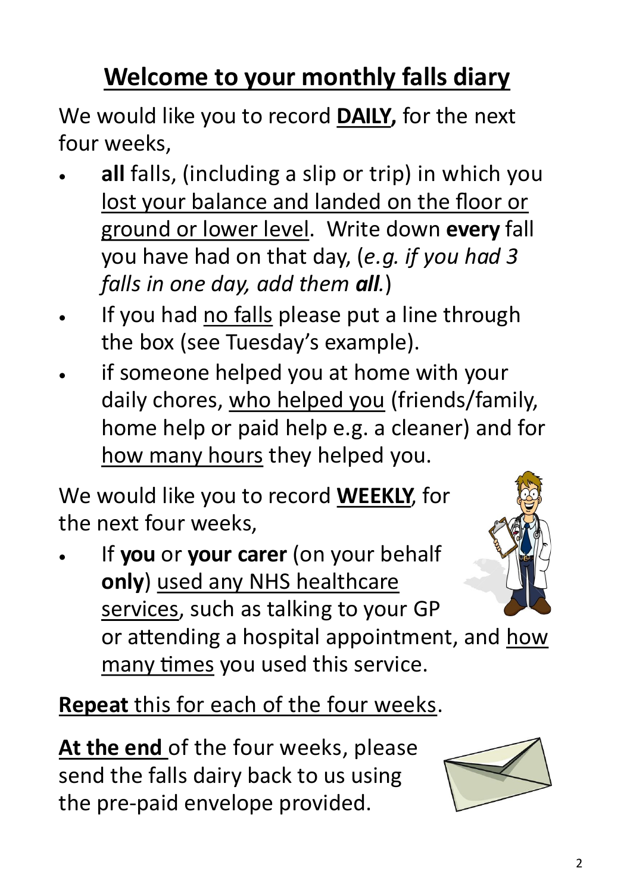# Welcome to your monthly falls diary

We would like you to record **DAILY,** for the next four weeks,

- **all** falls, (including a slip or trip) in which you lost your balance and landed on the floor or ground or lower level. Write down **every** fall you have had on that day, (*e.g. if you had 3 falls in one day, add them **all**.*)
- If you had no falls please put a line through the box (see Tuesday's example).
- if someone helped you at home with your daily chores, who helped you (friends/family, home help or paid help e.g. a cleaner) and for how many hours they helped you.

We would like you to record **WEEKLY**, for the next four weeks,

- If **you** or **your carer** (on your behalf **only**) used any NHS healthcare services, such as talking to your GP or attending a hospital appointment, and how many times you used this service.

**Repeat** this for each of the four weeks.

**At the end** of the four weeks, please send the falls dairy back to us using the pre-paid envelope provided.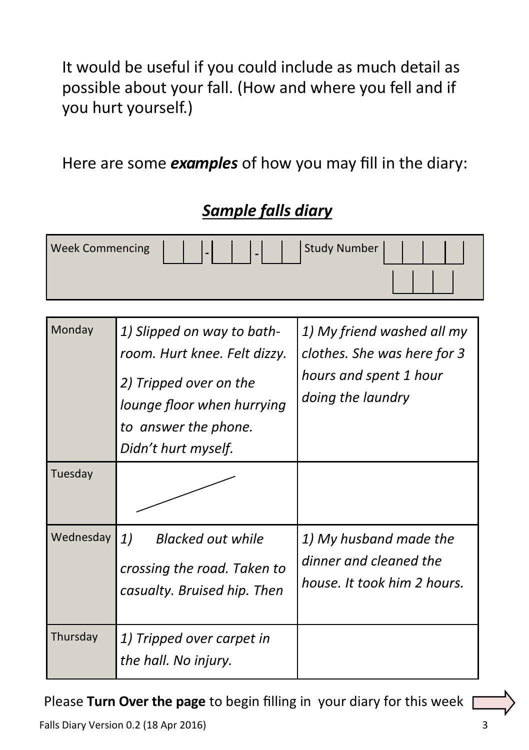It would be useful if you could include as much detail as possible about your fall. (How and where you fell and if you hurt yourself.)

Here are some ***examples*** of how you may fill in the diary:

## ***Sample falls diary***

| Week Commencing | __ __ - __ __ - __ __ | Study Number | __ __ __ __ __ __ __ |
|---|---|---|---|

| | | |
|---|---|---|
| Monday | *1) Slipped on way to bathroom. Hurt knee. Felt dizzy.* *2) Tripped over on the lounge floor when hurrying to answer the phone. Didn't hurt myself.* | *1) My friend washed all my clothes. She was here for 3 hours and spent 1 hour doing the laundry* |
| Tuesday | / | |
| Wednesday | *1) Blacked out while crossing the road. Taken to casualty. Bruised hip. Then* | *1) My husband made the dinner and cleaned the house. It took him 2 hours.* |
| Thursday | *1) Tripped over carpet in the hall. No injury.* | |

Please **Turn Over the page** to begin filling in your diary for this week ⇨

Falls Diary Version 0.2 (18 Apr 2016)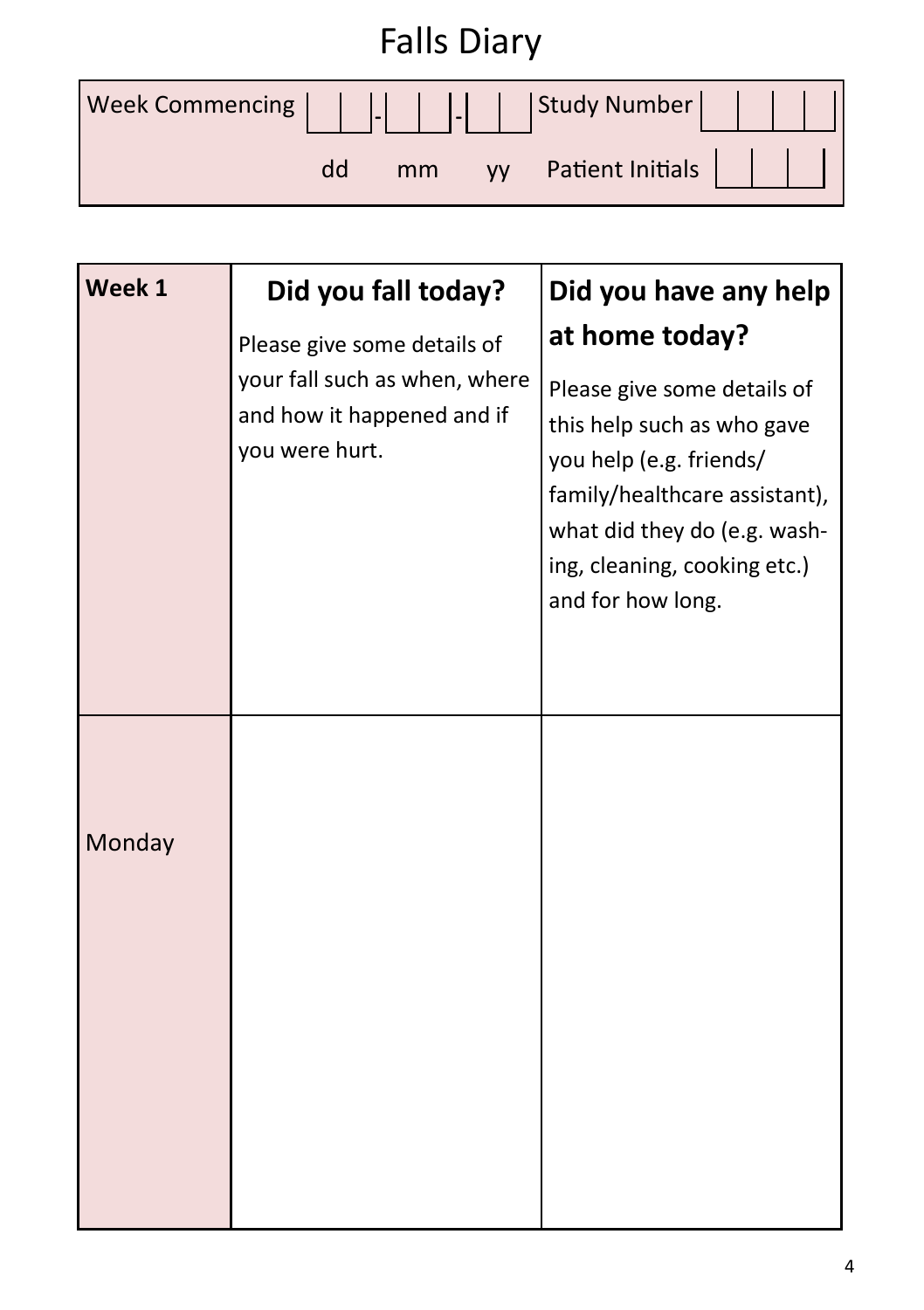# Falls Diary

| Week Commencing | \_\_ - \_\_ - \_\_ | Study Number | |
|---|---|---|---|
| | dd mm yy | Patient Initials | |

| Week 1 | **Did you fall today?** Please give some details of your fall such as when, where and how it happened and if you were hurt. | **Did you have any help at home today?** Please give some details of this help such as who gave you help (e.g. friends/ family/healthcare assistant), what did they do (e.g. washing, cleaning, cooking etc.) and for how long. |
|---|---|---|
| Monday | | |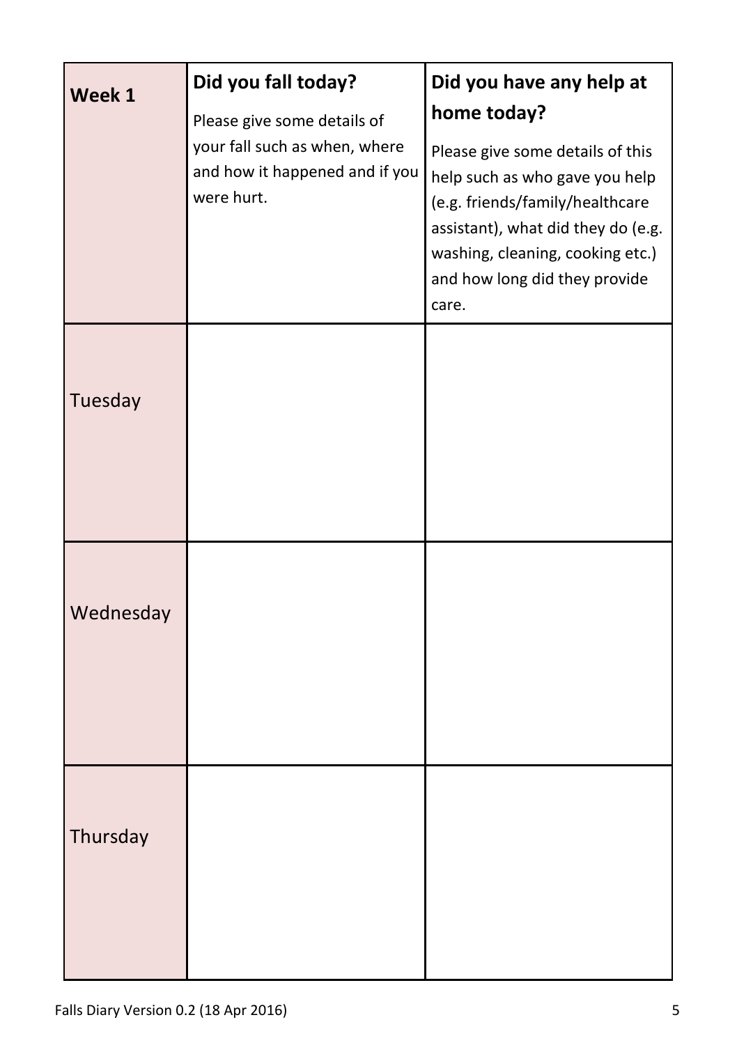| **Week 1** | **Did you fall today?** Please give some details of your fall such as when, where and how it happened and if you were hurt. | **Did you have any help at home today?** Please give some details of this help such as who gave you help (e.g. friends/family/healthcare assistant), what did they do (e.g. washing, cleaning, cooking etc.) and how long did they provide care. |
|---|---|---|
| Tuesday | | |
| Wednesday | | |
| Thursday | | |

Falls Diary Version 0.2 (18 Apr 2016)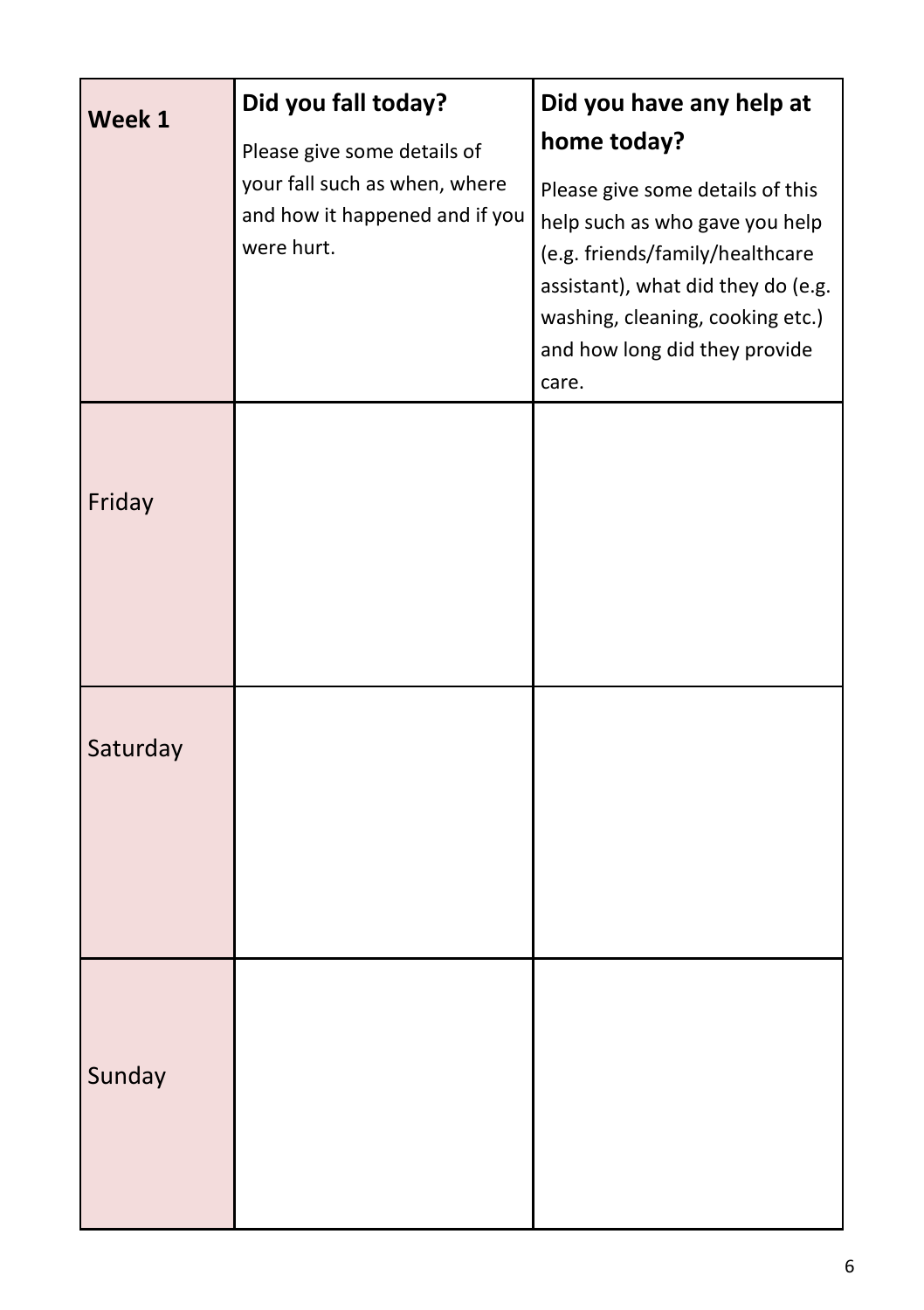| **Week 1** | **Did you fall today?** Please give some details of your fall such as when, where and how it happened and if you were hurt. | **Did you have any help at home today?** Please give some details of this help such as who gave you help (e.g. friends/family/healthcare assistant), what did they do (e.g. washing, cleaning, cooking etc.) and how long did they provide care. |
|---|---|---|
| Friday | | |
| Saturday | | |
| Sunday | | |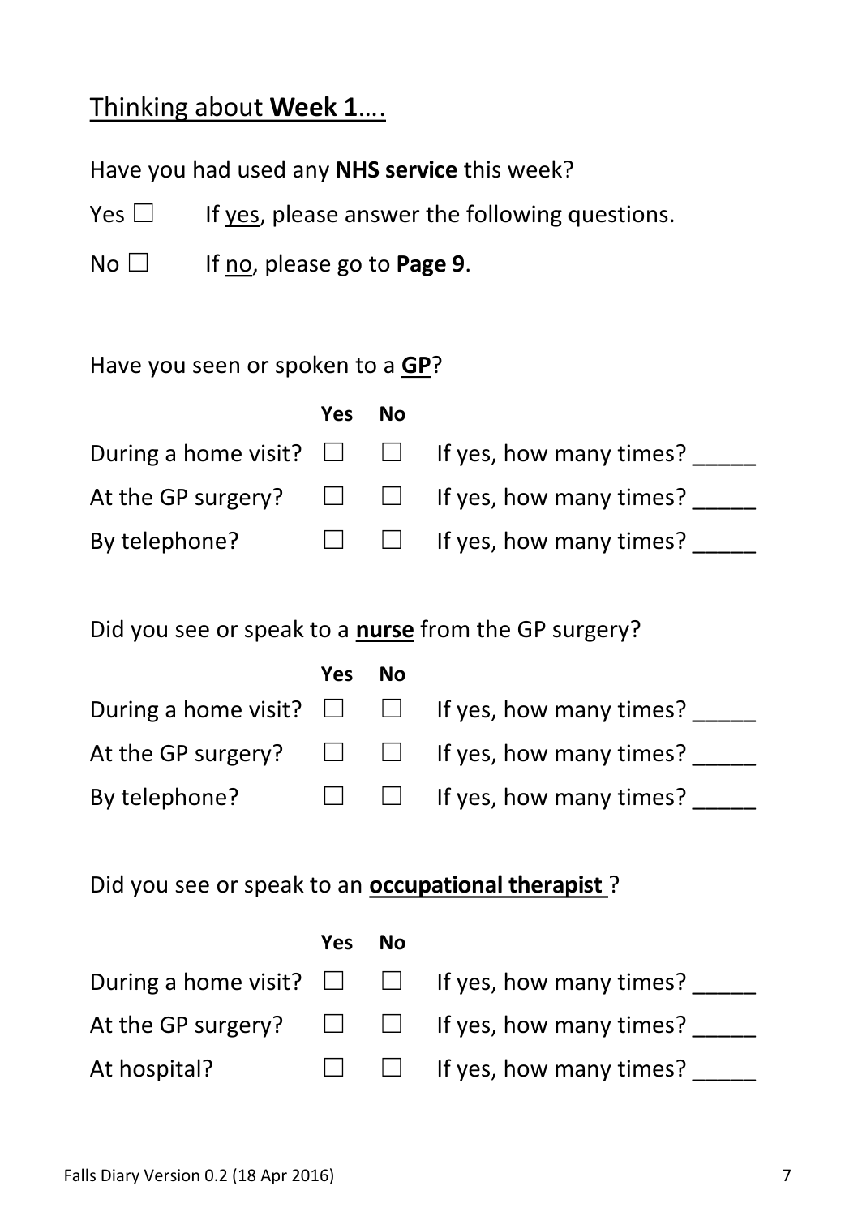## Thinking about **Week 1**….

Have you had used any **NHS service** this week?

Yes ☐ If yes, please answer the following questions.

No ☐ If no, please go to **Page 9**.

Have you seen or spoken to a **GP**?

| | Yes | No | |
|---|---|---|---|
| During a home visit? | ☐ | ☐ | If yes, how many times? _____ |
| At the GP surgery? | ☐ | ☐ | If yes, how many times? _____ |
| By telephone? | ☐ | ☐ | If yes, how many times? _____ |

Did you see or speak to a **nurse** from the GP surgery?

| | Yes | No | |
|---|---|---|---|
| During a home visit? | ☐ | ☐ | If yes, how many times? _____ |
| At the GP surgery? | ☐ | ☐ | If yes, how many times? _____ |
| By telephone? | ☐ | ☐ | If yes, how many times? _____ |

Did you see or speak to an **occupational therapist** ?

| | Yes | No | |
|---|---|---|---|
| During a home visit? | ☐ | ☐ | If yes, how many times? _____ |
| At the GP surgery? | ☐ | ☐ | If yes, how many times? _____ |
| At hospital? | ☐ | ☐ | If yes, how many times? _____ |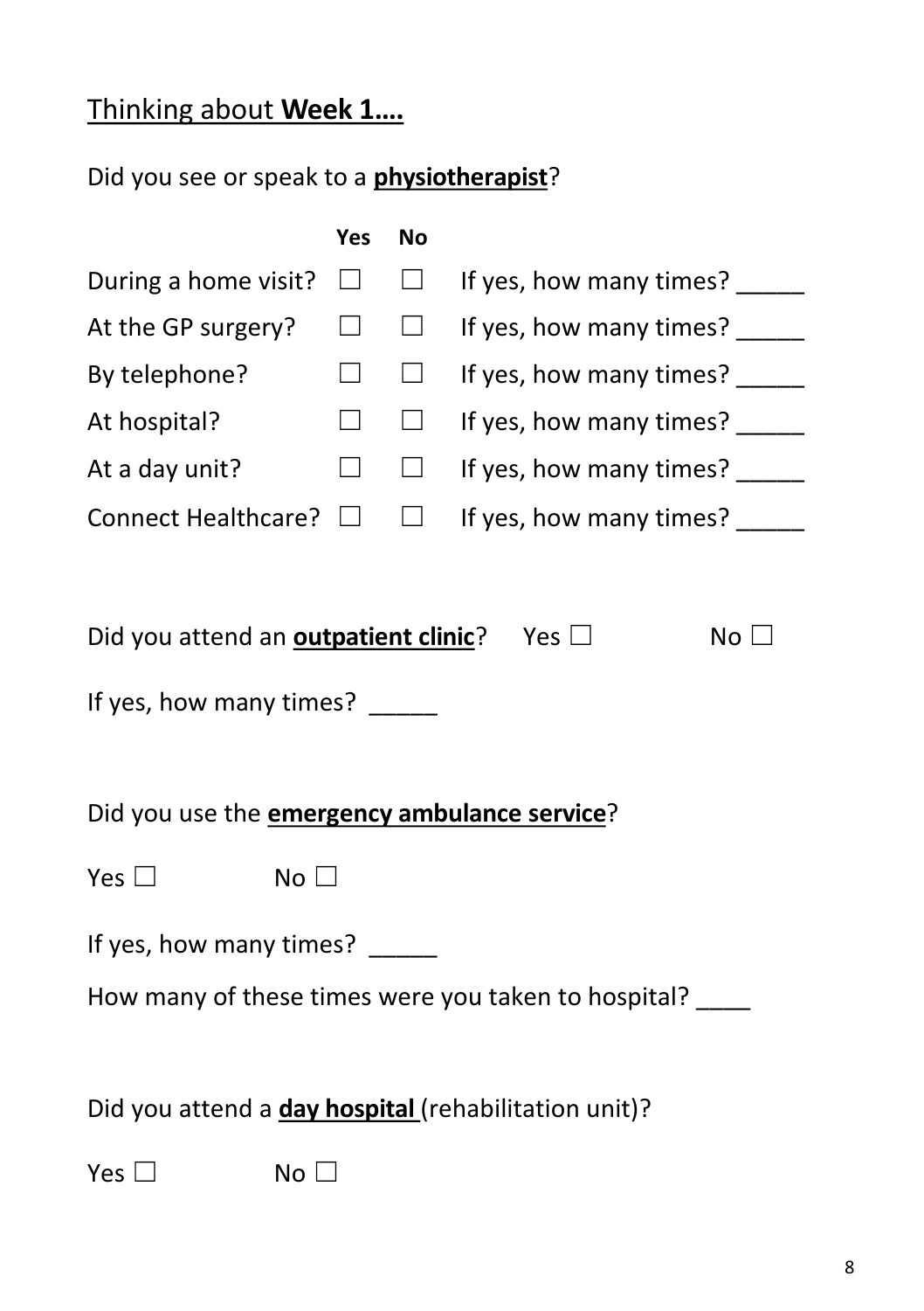Thinking about **Week 1….**

Did you see or speak to a **physiotherapist**?

| | Yes | No | |
|---|---|---|---|
| During a home visit? | ☐ | ☐ | If yes, how many times? _____ |
| At the GP surgery? | ☐ | ☐ | If yes, how many times? _____ |
| By telephone? | ☐ | ☐ | If yes, how many times? _____ |
| At hospital? | ☐ | ☐ | If yes, how many times? _____ |
| At a day unit? | ☐ | ☐ | If yes, how many times? _____ |
| Connect Healthcare? | ☐ | ☐ | If yes, how many times? _____ |

Did you attend an **outpatient clinic**? Yes ☐ No ☐

If yes, how many times? _____

Did you use the **emergency ambulance service**?

Yes ☐ No ☐

If yes, how many times? _____

How many of these times were you taken to hospital? ____

Did you attend a **day hospital** (rehabilitation unit)?

Yes ☐ No ☐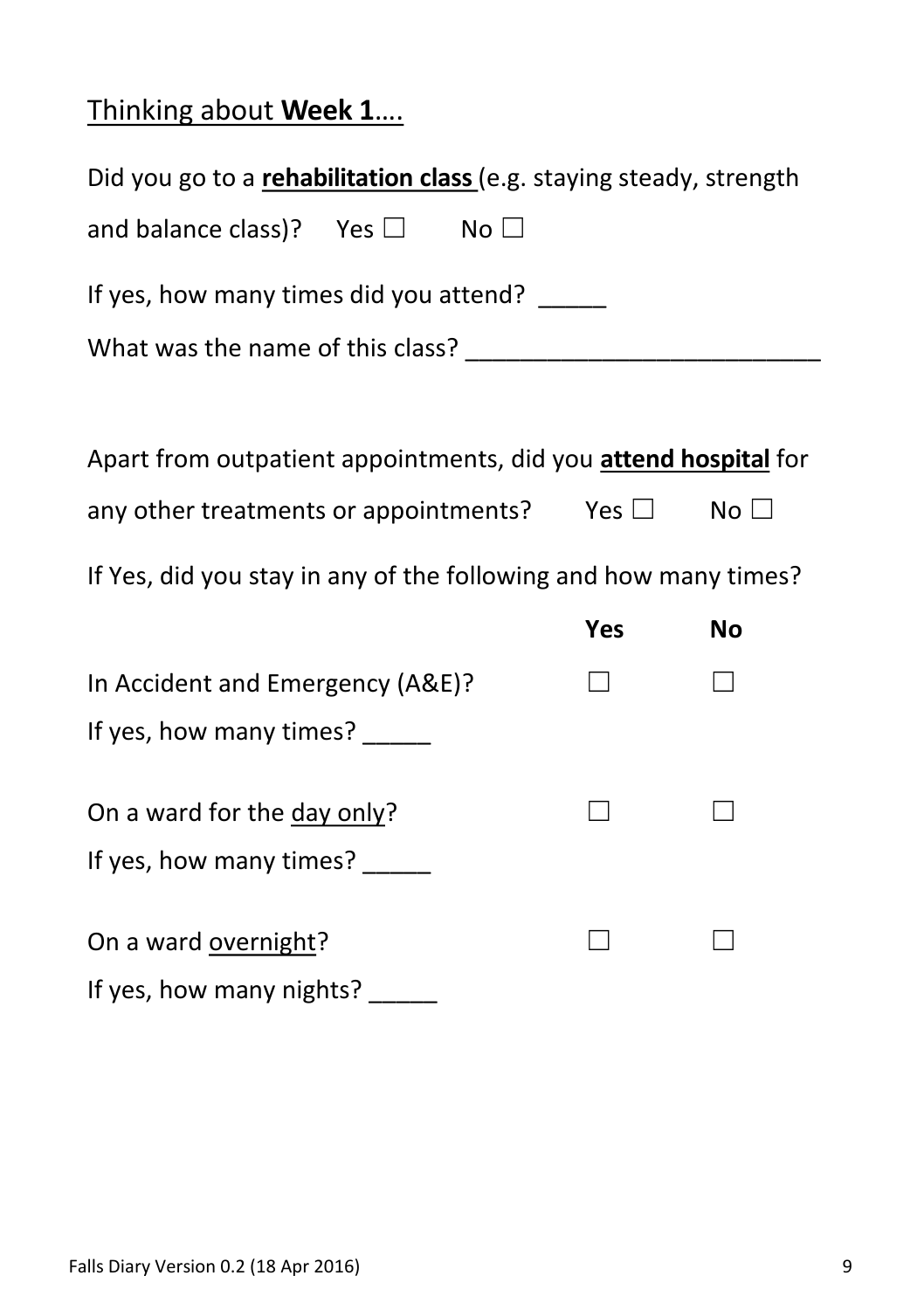## Thinking about **Week 1**….

Did you go to a **rehabilitation class** (e.g. staying steady, strength and balance class)? Yes ☐ No ☐

If yes, how many times did you attend? _____

What was the name of this class? __________________________

Apart from outpatient appointments, did you **attend hospital** for any other treatments or appointments? Yes ☐ No ☐

If Yes, did you stay in any of the following and how many times?

| | **Yes** | **No** |
|---|---|---|
| In Accident and Emergency (A&E)? | ☐ | ☐ |
| If yes, how many times? _____ | | |
| On a ward for the day only? | ☐ | ☐ |
| If yes, how many times? _____ | | |
| On a ward overnight? | ☐ | ☐ |
| If yes, how many nights? _____ | | |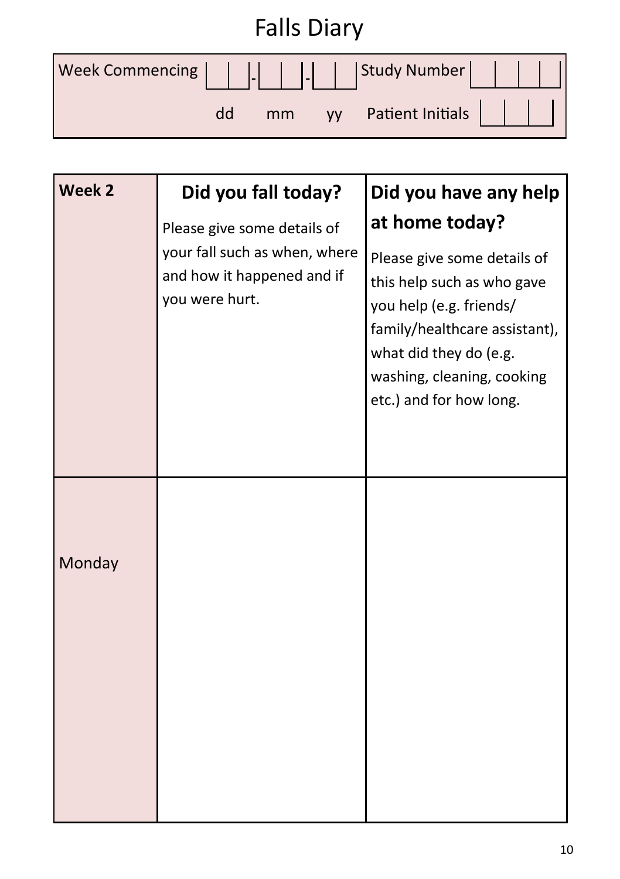# Falls Diary

| Week Commencing | __ __ - __ __ - __ __ | Study Number | __ __ __ __ |
|---|---|---|---|
| | dd mm yy | Patient Initials | __ __ __ |

| Week 2 | **Did you fall today?** Please give some details of your fall such as when, where and how it happened and if you were hurt. | **Did you have any help at home today?** Please give some details of this help such as who gave you help (e.g. friends/ family/healthcare assistant), what did they do (e.g. washing, cleaning, cooking etc.) and for how long. |
|---|---|---|
| Monday | | |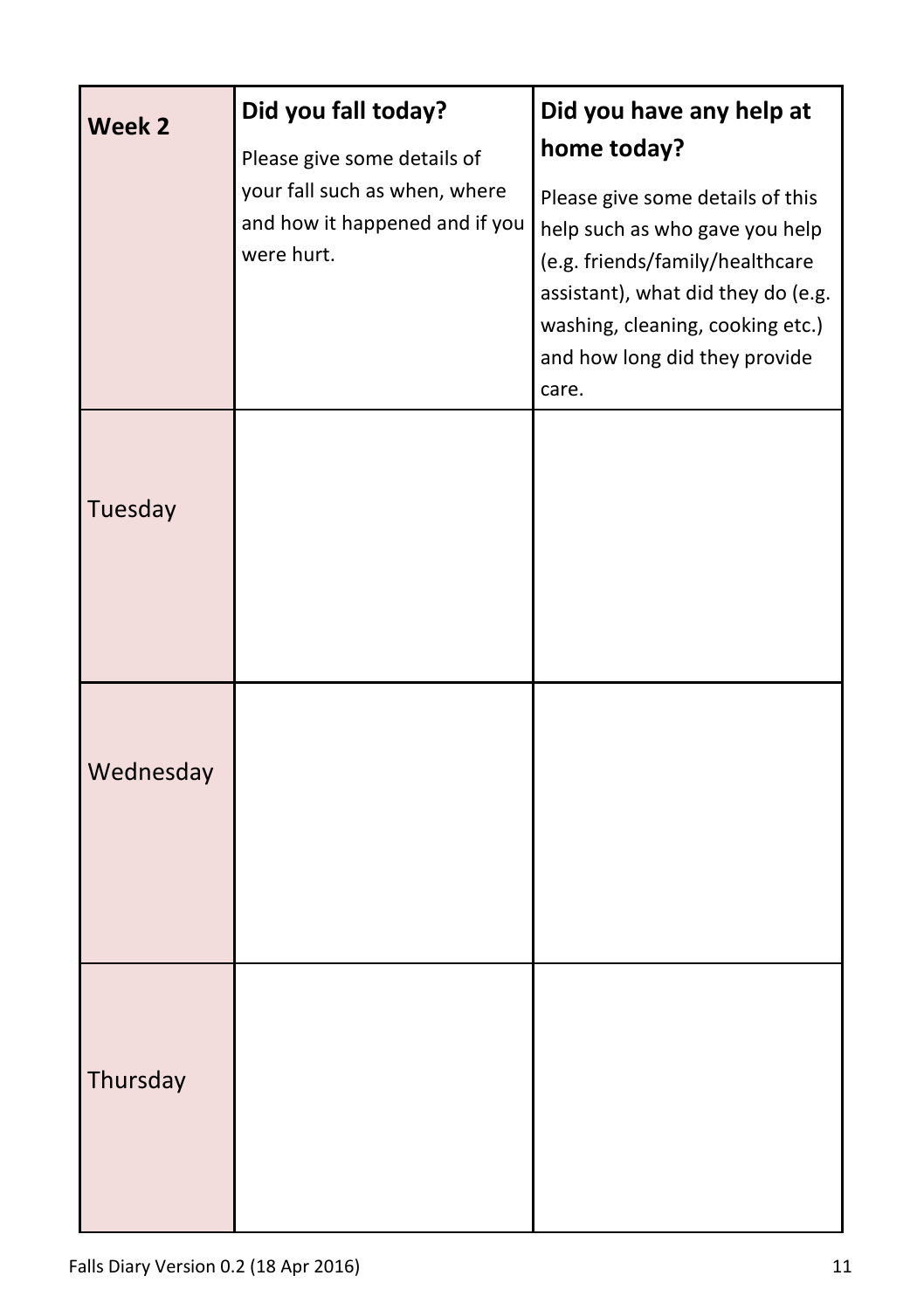| **Week 2** | **Did you fall today?** Please give some details of your fall such as when, where and how it happened and if you were hurt. | **Did you have any help at home today?** Please give some details of this help such as who gave you help (e.g. friends/family/healthcare assistant), what did they do (e.g. washing, cleaning, cooking etc.) and how long did they provide care. |
|---|---|---|
| Tuesday | | |
| Wednesday | | |
| Thursday | | |

Falls Diary Version 0.2 (18 Apr 2016)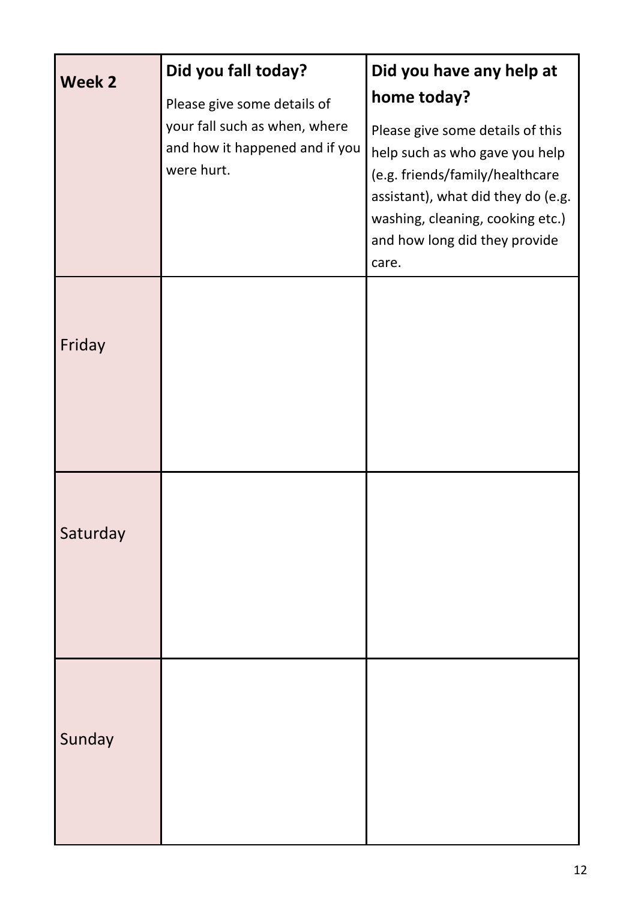| Week 2 | **Did you fall today?** Please give some details of your fall such as when, where and how it happened and if you were hurt. | **Did you have any help at home today?** Please give some details of this help such as who gave you help (e.g. friends/family/healthcare assistant), what did they do (e.g. washing, cleaning, cooking etc.) and how long did they provide care. |
|---|---|---|
| Friday | | |
| Saturday | | |
| Sunday | | |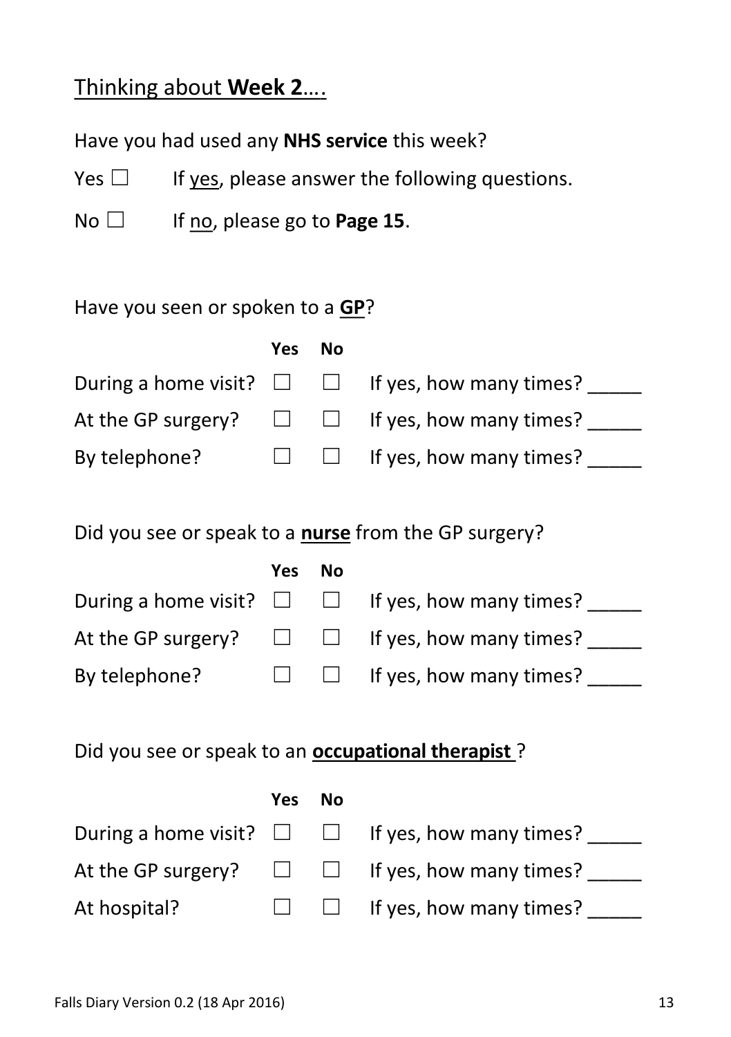## Thinking about **Week 2**….

Have you had used any **NHS service** this week?

Yes ☐ If yes, please answer the following questions.

No ☐ If no, please go to **Page 15**.

Have you seen or spoken to a **GP**?

| | Yes | No | |
|---|---|---|---|
| During a home visit? | ☐ | ☐ | If yes, how many times? _____ |
| At the GP surgery? | ☐ | ☐ | If yes, how many times? _____ |
| By telephone? | ☐ | ☐ | If yes, how many times? _____ |

Did you see or speak to a **nurse** from the GP surgery?

| | Yes | No | |
|---|---|---|---|
| During a home visit? | ☐ | ☐ | If yes, how many times? _____ |
| At the GP surgery? | ☐ | ☐ | If yes, how many times? _____ |
| By telephone? | ☐ | ☐ | If yes, how many times? _____ |

Did you see or speak to an **occupational therapist** ?

| | Yes | No | |
|---|---|---|---|
| During a home visit? | ☐ | ☐ | If yes, how many times? _____ |
| At the GP surgery? | ☐ | ☐ | If yes, how many times? _____ |
| At hospital? | ☐ | ☐ | If yes, how many times? _____ |

Falls Diary Version 0.2 (18 Apr 2016)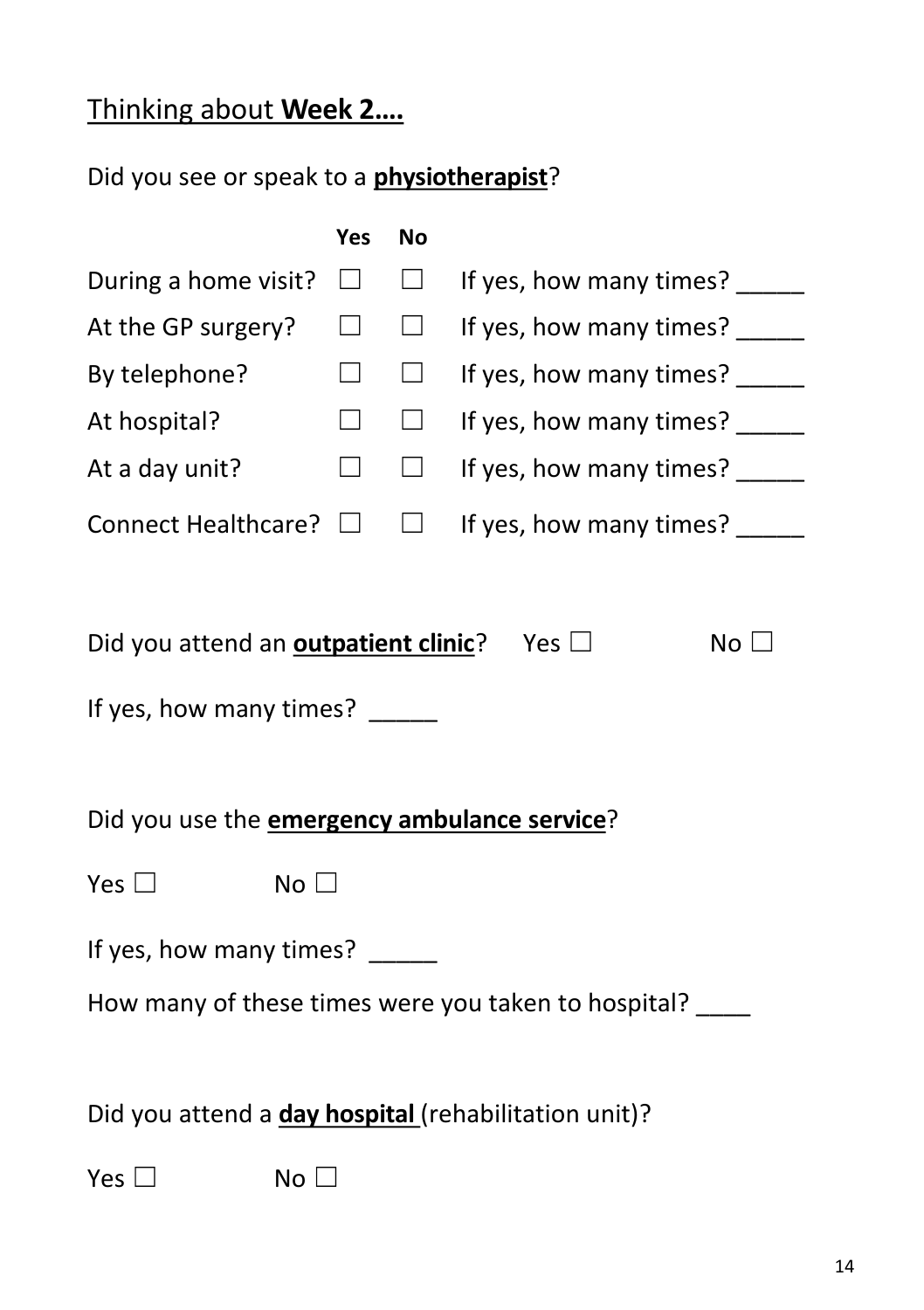Thinking about **Week 2….**

Did you see or speak to a **physiotherapist**?

| | Yes | No | |
|---|---|---|---|
| During a home visit? | ☐ | ☐ | If yes, how many times? _____ |
| At the GP surgery? | ☐ | ☐ | If yes, how many times? _____ |
| By telephone? | ☐ | ☐ | If yes, how many times? _____ |
| At hospital? | ☐ | ☐ | If yes, how many times? _____ |
| At a day unit? | ☐ | ☐ | If yes, how many times? _____ |
| Connect Healthcare? | ☐ | ☐ | If yes, how many times? _____ |

Did you attend an **outpatient clinic**? Yes ☐ No ☐

If yes, how many times? _____

Did you use the **emergency ambulance service**?

Yes ☐ No ☐

If yes, how many times? _____

How many of these times were you taken to hospital? ____

Did you attend a **day hospital** (rehabilitation unit)?

Yes ☐ No ☐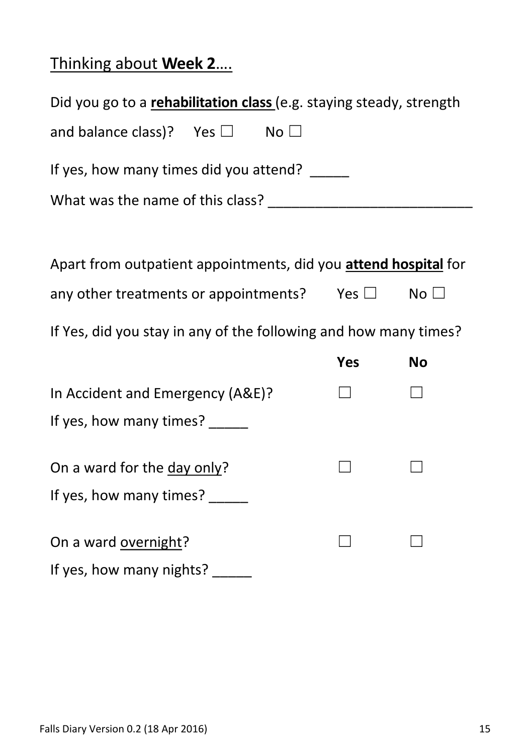<u>Thinking about **Week 2**….</u>

Did you go to a **<u>rehabilitation class</u>** (e.g. staying steady, strength and balance class)? Yes ☐ No ☐

If yes, how many times did you attend? _____

What was the name of this class? __________________________

Apart from outpatient appointments, did you **<u>attend hospital</u>** for any other treatments or appointments? Yes ☐ No ☐

If Yes, did you stay in any of the following and how many times?

| | **Yes** | **No** |
|---|---|---|
| In Accident and Emergency (A&E)? | ☐ | ☐ |
| If yes, how many times? _____ | | |
| On a ward for the <u>day only</u>? | ☐ | ☐ |
| If yes, how many times? _____ | | |
| On a ward <u>overnight</u>? | ☐ | ☐ |
| If yes, how many nights? _____ | | |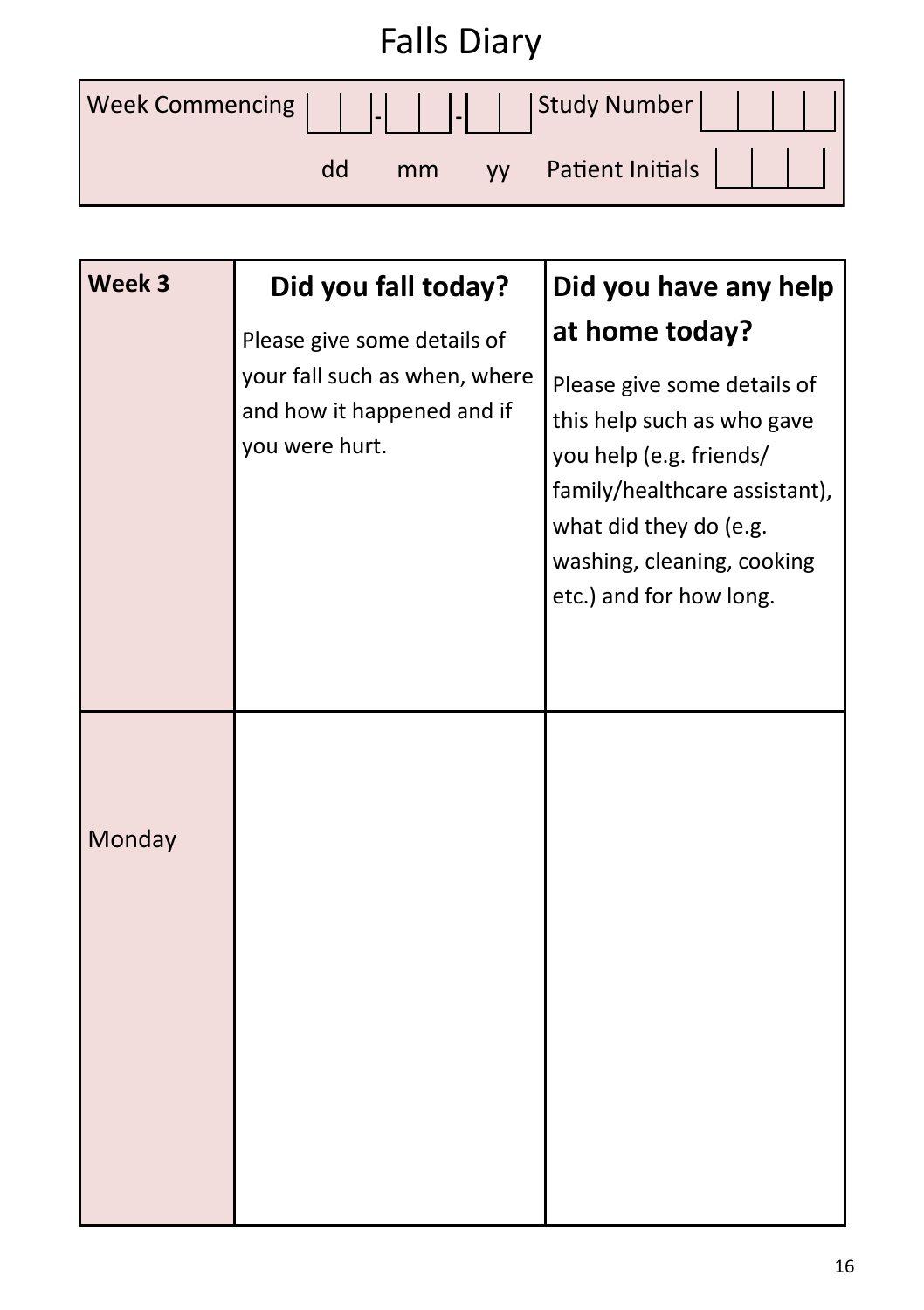# Falls Diary

| Week Commencing | _ _ - _ _ - _ _ | Study Number | _ _ _ _ |
|---|---|---|---|
| | dd mm yy | Patient Initials | _ _ _ |

| Week 3 | **Did you fall today?** Please give some details of your fall such as when, where and how it happened and if you were hurt. | **Did you have any help at home today?** Please give some details of this help such as who gave you help (e.g. friends/ family/healthcare assistant), what did they do (e.g. washing, cleaning, cooking etc.) and for how long. |
|---|---|---|
| Monday | | |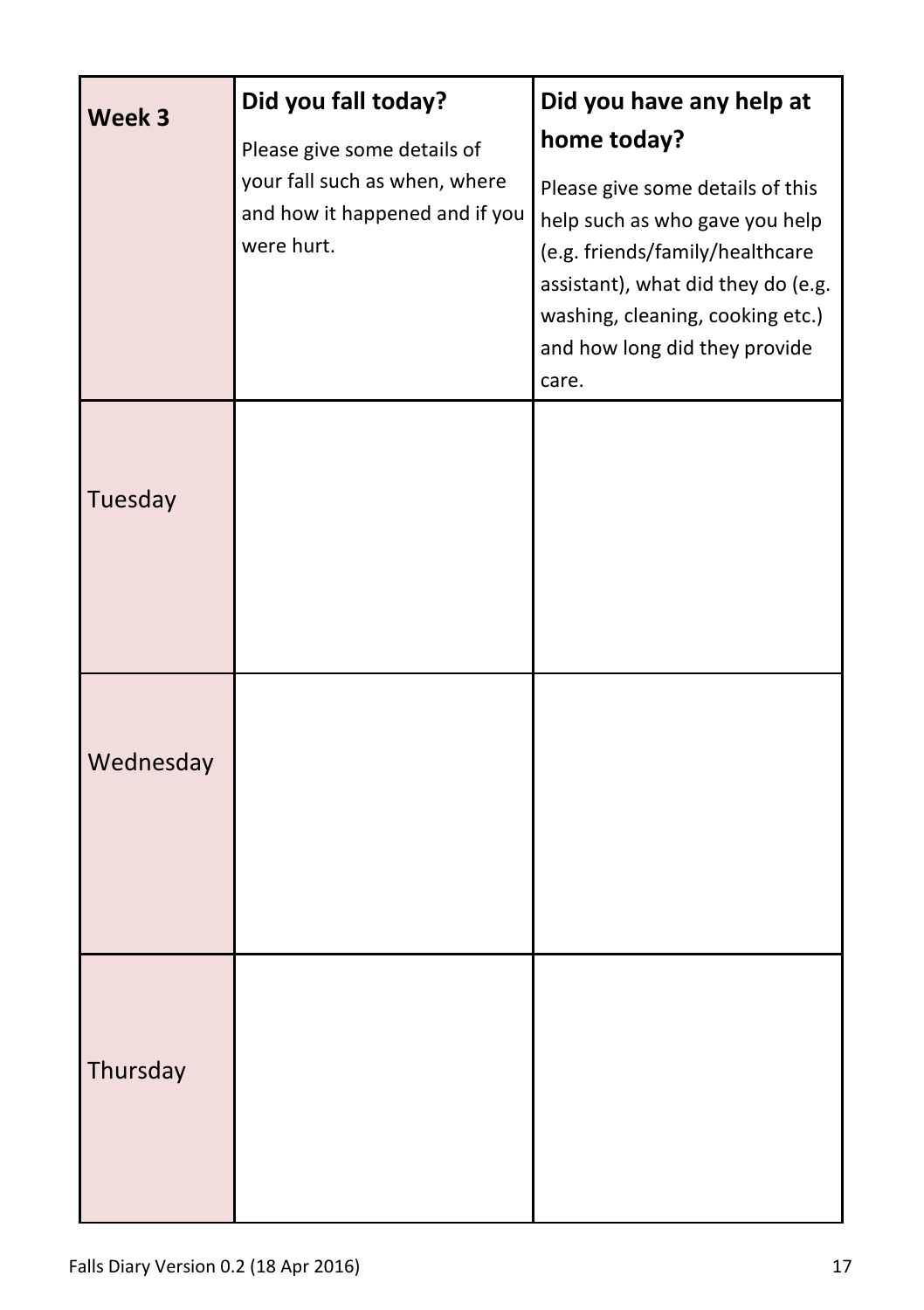| **Week 3** | **Did you fall today?** Please give some details of your fall such as when, where and how it happened and if you were hurt. | **Did you have any help at home today?** Please give some details of this help such as who gave you help (e.g. friends/family/healthcare assistant), what did they do (e.g. washing, cleaning, cooking etc.) and how long did they provide care. |
|---|---|---|
| Tuesday | | |
| Wednesday | | |
| Thursday | | |

Falls Diary Version 0.2 (18 Apr 2016)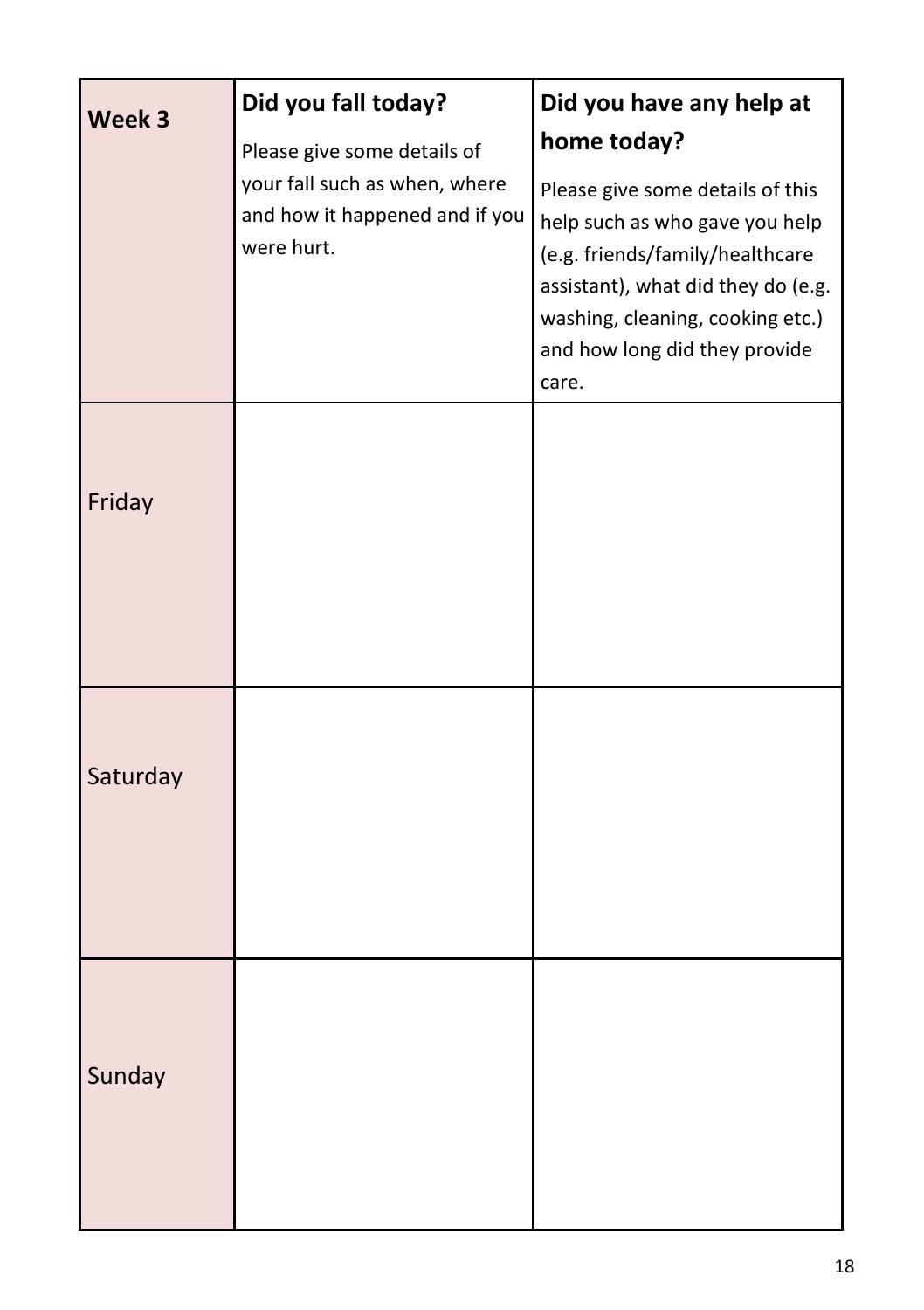| Week 3 | **Did you fall today?** Please give some details of your fall such as when, where and how it happened and if you were hurt. | **Did you have any help at home today?** Please give some details of this help such as who gave you help (e.g. friends/family/healthcare assistant), what did they do (e.g. washing, cleaning, cooking etc.) and how long did they provide care. |
|---|---|---|
| Friday | | |
| Saturday | | |
| Sunday | | |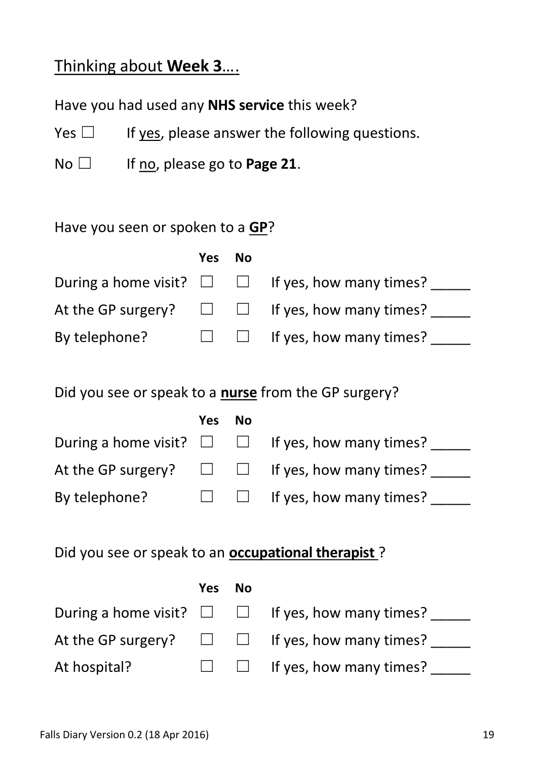## Thinking about **Week 3**….

Have you had used any **NHS service** this week?

Yes ☐ If yes, please answer the following questions.

No ☐ If no, please go to **Page 21**.

Have you seen or spoken to a **GP**?

| | Yes | No | |
|---|---|---|---|
| During a home visit? | ☐ | ☐ | If yes, how many times? _____ |
| At the GP surgery? | ☐ | ☐ | If yes, how many times? _____ |
| By telephone? | ☐ | ☐ | If yes, how many times? _____ |

Did you see or speak to a **nurse** from the GP surgery?

| | Yes | No | |
|---|---|---|---|
| During a home visit? | ☐ | ☐ | If yes, how many times? _____ |
| At the GP surgery? | ☐ | ☐ | If yes, how many times? _____ |
| By telephone? | ☐ | ☐ | If yes, how many times? _____ |

Did you see or speak to an **occupational therapist** ?

| | Yes | No | |
|---|---|---|---|
| During a home visit? | ☐ | ☐ | If yes, how many times? _____ |
| At the GP surgery? | ☐ | ☐ | If yes, how many times? _____ |
| At hospital? | ☐ | ☐ | If yes, how many times? _____ |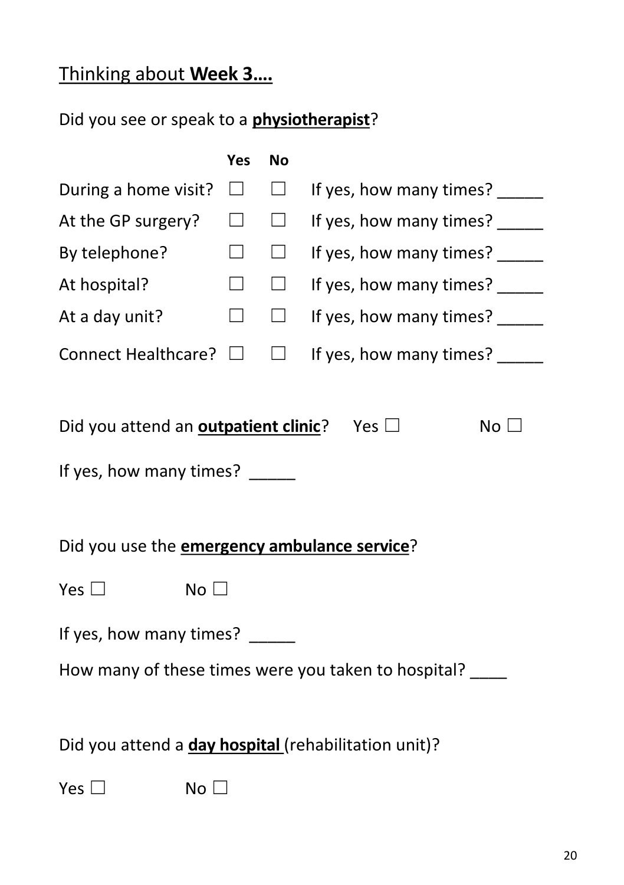## Thinking about **Week 3….**

Did you see or speak to a **physiotherapist**?

| | Yes | No | |
|---|---|---|---|
| During a home visit? | ☐ | ☐ | If yes, how many times? _____ |
| At the GP surgery? | ☐ | ☐ | If yes, how many times? _____ |
| By telephone? | ☐ | ☐ | If yes, how many times? _____ |
| At hospital? | ☐ | ☐ | If yes, how many times? _____ |
| At a day unit? | ☐ | ☐ | If yes, how many times? _____ |
| Connect Healthcare? | ☐ | ☐ | If yes, how many times? _____ |

Did you attend an **outpatient clinic**? Yes ☐ No ☐

If yes, how many times? _____

Did you use the **emergency ambulance service**?

Yes ☐ No ☐

If yes, how many times? _____

How many of these times were you taken to hospital? ____

Did you attend a **day hospital** (rehabilitation unit)?

Yes ☐ No ☐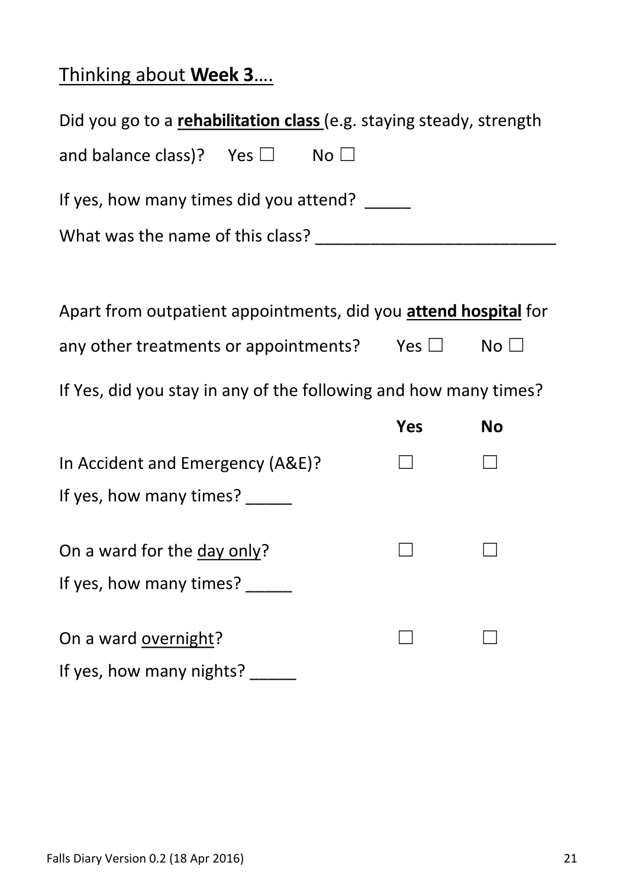Thinking about **Week 3**....

Did you go to a **rehabilitation class** (e.g. staying steady, strength and balance class)? Yes ☐ No ☐

If yes, how many times did you attend? _____

What was the name of this class? __________________________

Apart from outpatient appointments, did you **attend hospital** for any other treatments or appointments? Yes ☐ No ☐

If Yes, did you stay in any of the following and how many times?

| | Yes | No |
|---|---|---|
| In Accident and Emergency (A&E)? | ☐ | ☐ |
| If yes, how many times? _____ | | |
| On a ward for the day only? | ☐ | ☐ |
| If yes, how many times? _____ | | |
| On a ward overnight? | ☐ | ☐ |
| If yes, how many nights? _____ | | |

Falls Diary Version 0.2 (18 Apr 2016)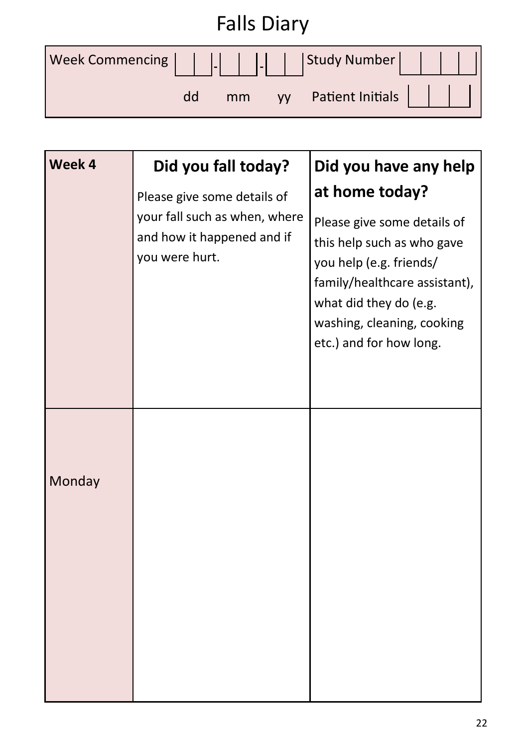# Falls Diary

| Week Commencing | \_\_ - \_\_ - \_\_ | Study Number | \_\_ \_\_ \_\_ \_\_ |
|---|---|---|---|
| | dd mm yy | Patient Initials | \_\_ \_\_ \_\_ |

| Week 4 | **Did you fall today?** Please give some details of your fall such as when, where and how it happened and if you were hurt. | **Did you have any help at home today?** Please give some details of this help such as who gave you help (e.g. friends/ family/healthcare assistant), what did they do (e.g. washing, cleaning, cooking etc.) and for how long. |
|---|---|---|
| Monday | | |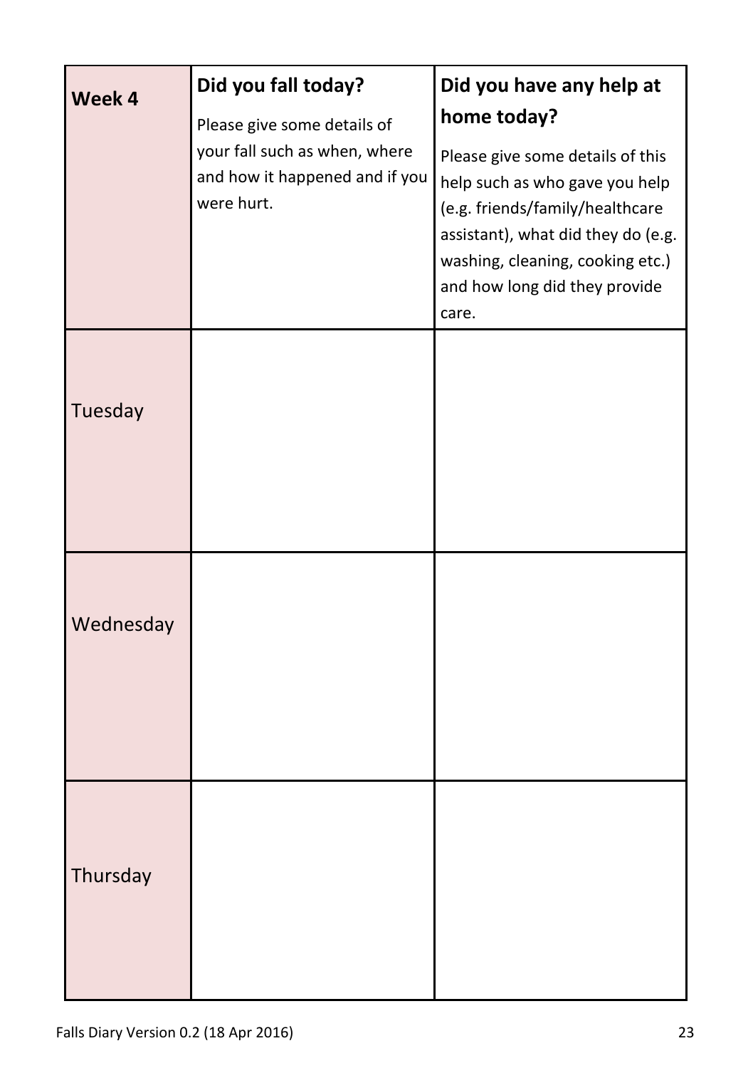| **Week 4** | **Did you fall today?** Please give some details of your fall such as when, where and how it happened and if you were hurt. | **Did you have any help at home today?** Please give some details of this help such as who gave you help (e.g. friends/family/healthcare assistant), what did they do (e.g. washing, cleaning, cooking etc.) and how long did they provide care. |
|---|---|---|
| Tuesday | | |
| Wednesday | | |
| Thursday | | |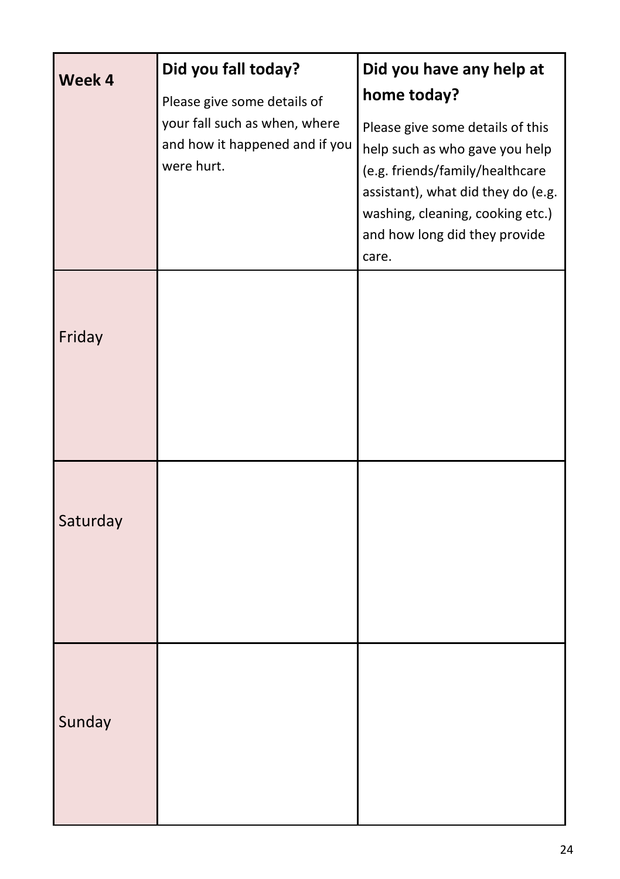| **Week 4** | **Did you fall today?** Please give some details of your fall such as when, where and how it happened and if you were hurt. | **Did you have any help at home today?** Please give some details of this help such as who gave you help (e.g. friends/family/healthcare assistant), what did they do (e.g. washing, cleaning, cooking etc.) and how long did they provide care. |
|---|---|---|
| Friday | | |
| Saturday | | |
| Sunday | | |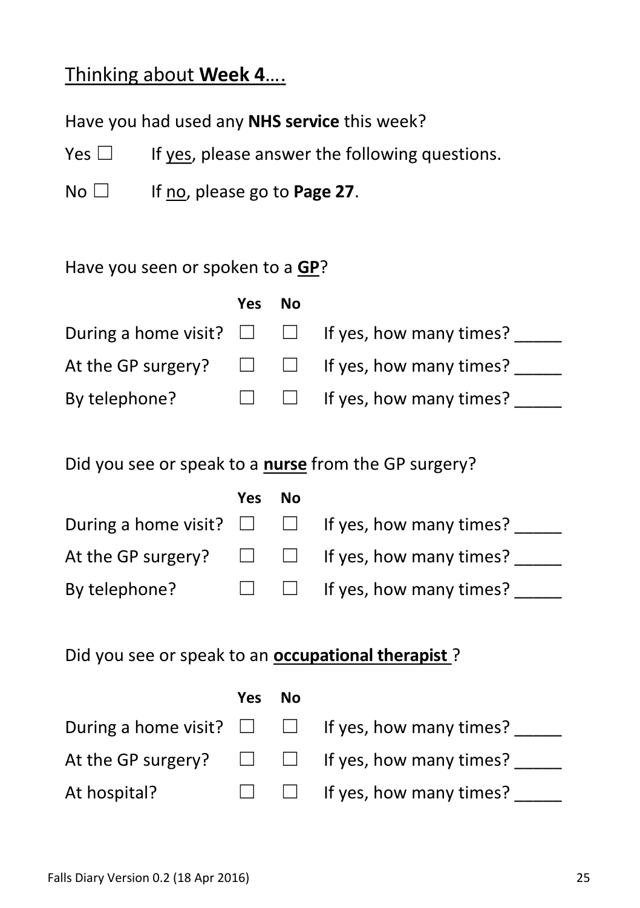## Thinking about **Week 4**….

Have you had used any **NHS service** this week?

Yes ☐ If yes, please answer the following questions.

No ☐ If no, please go to **Page 27**.

Have you seen or spoken to a **GP**?

| | Yes | No | |
|---|---|---|---|
| During a home visit? | ☐ | ☐ | If yes, how many times? _____ |
| At the GP surgery? | ☐ | ☐ | If yes, how many times? _____ |
| By telephone? | ☐ | ☐ | If yes, how many times? _____ |

Did you see or speak to a **nurse** from the GP surgery?

| | Yes | No | |
|---|---|---|---|
| During a home visit? | ☐ | ☐ | If yes, how many times? _____ |
| At the GP surgery? | ☐ | ☐ | If yes, how many times? _____ |
| By telephone? | ☐ | ☐ | If yes, how many times? _____ |

Did you see or speak to an **occupational therapist** ?

| | Yes | No | |
|---|---|---|---|
| During a home visit? | ☐ | ☐ | If yes, how many times? _____ |
| At the GP surgery? | ☐ | ☐ | If yes, how many times? _____ |
| At hospital? | ☐ | ☐ | If yes, how many times? _____ |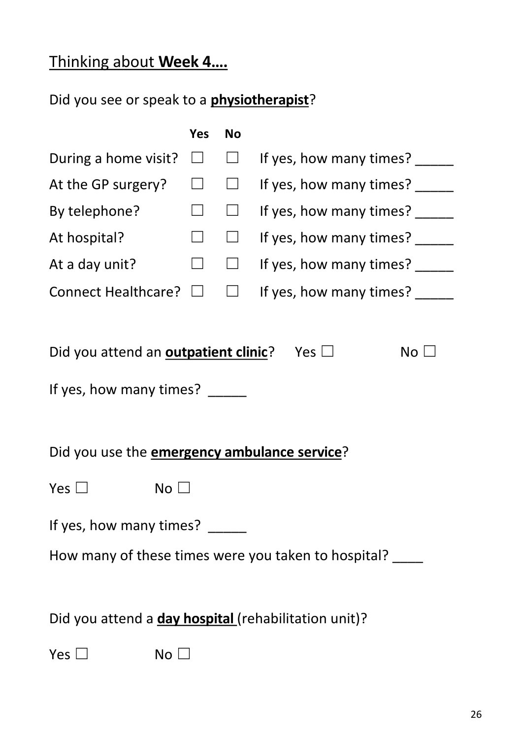## Thinking about **Week 4….**

Did you see or speak to a **physiotherapist**?

| | Yes | No | |
|---|---|---|---|
| During a home visit? | ☐ | ☐ | If yes, how many times? _____ |
| At the GP surgery? | ☐ | ☐ | If yes, how many times? _____ |
| By telephone? | ☐ | ☐ | If yes, how many times? _____ |
| At hospital? | ☐ | ☐ | If yes, how many times? _____ |
| At a day unit? | ☐ | ☐ | If yes, how many times? _____ |
| Connect Healthcare? | ☐ | ☐ | If yes, how many times? _____ |

Did you attend an **outpatient clinic**? Yes ☐ No ☐

If yes, how many times? _____

Did you use the **emergency ambulance service**?

Yes ☐ No ☐

If yes, how many times? _____

How many of these times were you taken to hospital? ____

Did you attend a **day hospital** (rehabilitation unit)?

Yes ☐ No ☐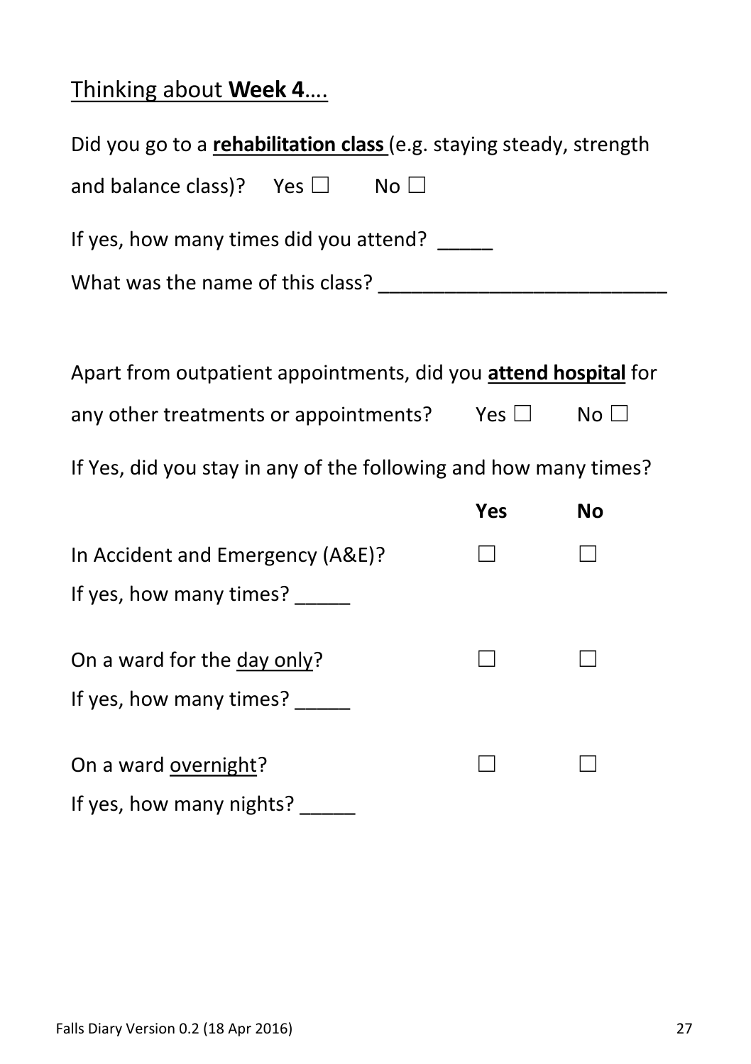Thinking about **Week 4**….

Did you go to a **rehabilitation class** (e.g. staying steady, strength and balance class)? Yes ☐ No ☐

If yes, how many times did you attend? _____

What was the name of this class? __________________________

Apart from outpatient appointments, did you **attend hospital** for any other treatments or appointments? Yes ☐ No ☐

If Yes, did you stay in any of the following and how many times?

| | Yes | No |
|---|---|---|
| In Accident and Emergency (A&E)? | ☐ | ☐ |
| If yes, how many times? _____ | | |
| On a ward for the day only? | ☐ | ☐ |
| If yes, how many times? _____ | | |
| On a ward overnight? | ☐ | ☐ |
| If yes, how many nights? _____ | | |

Falls Diary Version 0.2 (18 Apr 2016)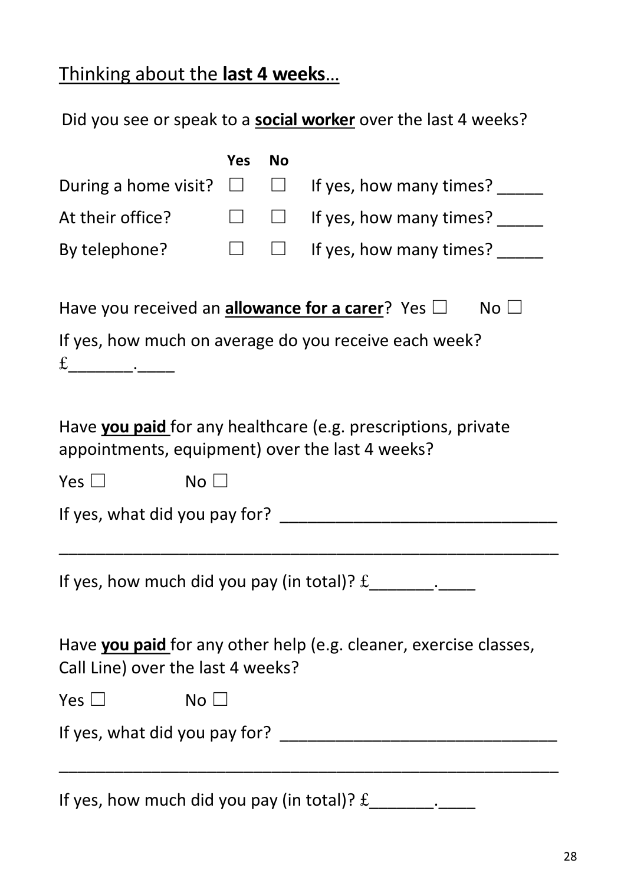Thinking about the **last 4 weeks**…

Did you see or speak to a **social worker** over the last 4 weeks?

| | Yes | No | |
|---|---|---|---|
| During a home visit? | ☐ | ☐ | If yes, how many times? _____ |
| At their office? | ☐ | ☐ | If yes, how many times? _____ |
| By telephone? | ☐ | ☐ | If yes, how many times? _____ |

Have you received an **allowance for a carer**? Yes ☐ No ☐

If yes, how much on average do you receive each week? £_______._____

Have **you paid** for any healthcare (e.g. prescriptions, private appointments, equipment) over the last 4 weeks?

Yes ☐ No ☐

If yes, what did you pay for? ______________________________

______________________________________________________

If yes, how much did you pay (in total)? £_______._____

Have **you paid** for any other help (e.g. cleaner, exercise classes, Call Line) over the last 4 weeks?

Yes ☐ No ☐

If yes, what did you pay for? ______________________________

______________________________________________________

If yes, how much did you pay (in total)? £_______._____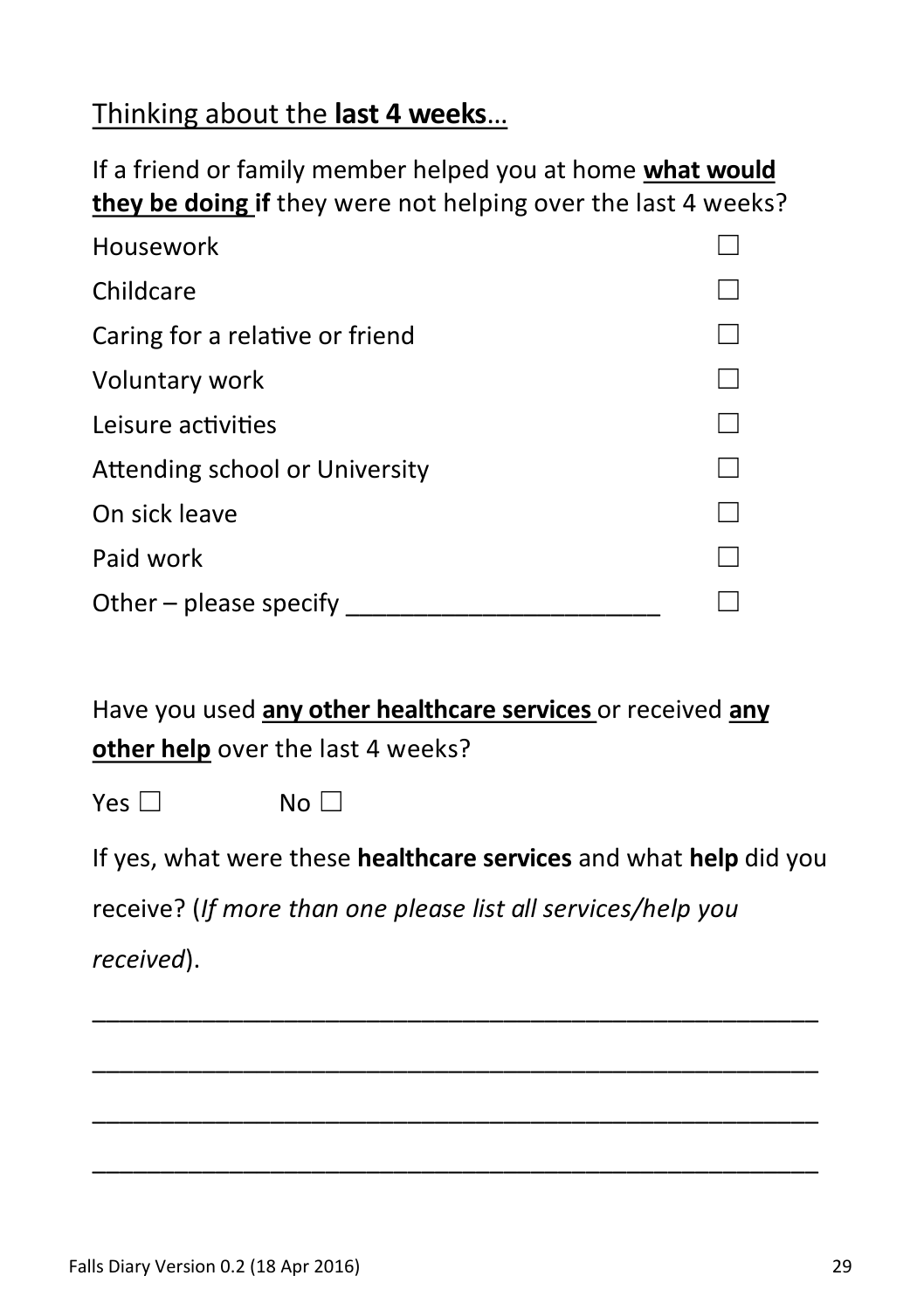## Thinking about the **last 4 weeks**…

If a friend or family member helped you at home **what would they be doing if** they were not helping over the last 4 weeks?

| | |
|---|---|
| Housework | ☐ |
| Childcare | ☐ |
| Caring for a relative or friend | ☐ |
| Voluntary work | ☐ |
| Leisure activities | ☐ |
| Attending school or University | ☐ |
| On sick leave | ☐ |
| Paid work | ☐ |
| Other – please specify _______________________ | ☐ |

Have you used **any other healthcare services** or received **any other help** over the last 4 weeks?

Yes ☐ No ☐

If yes, what were these **healthcare services** and what **help** did you receive? (*If more than one please list all services/help you received*).

_______________________________________________________

_______________________________________________________

_______________________________________________________

_______________________________________________________

Falls Diary Version 0.2 (18 Apr 2016)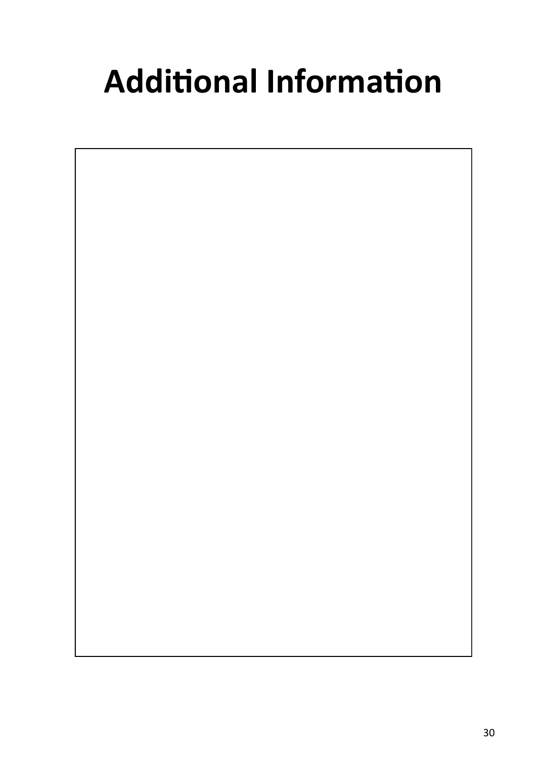# Additional Information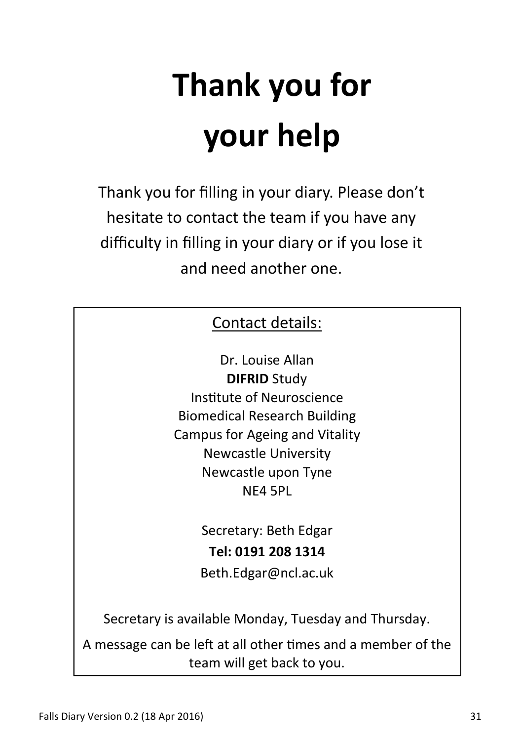# Thank you for your help

Thank you for filling in your diary. Please don't hesitate to contact the team if you have any difficulty in filling in your diary or if you lose it and need another one.

<u>Contact details:</u>

Dr. Louise Allan
**DIFRID** Study
Institute of Neuroscience
Biomedical Research Building
Campus for Ageing and Vitality
Newcastle University
Newcastle upon Tyne
NE4 5PL

Secretary: Beth Edgar
**Tel: 0191 208 1314**
Beth.Edgar@ncl.ac.uk

Secretary is available Monday, Tuesday and Thursday.

A message can be left at all other times and a member of the team will get back to you.

Falls Diary Version 0.2 (18 Apr 2016)